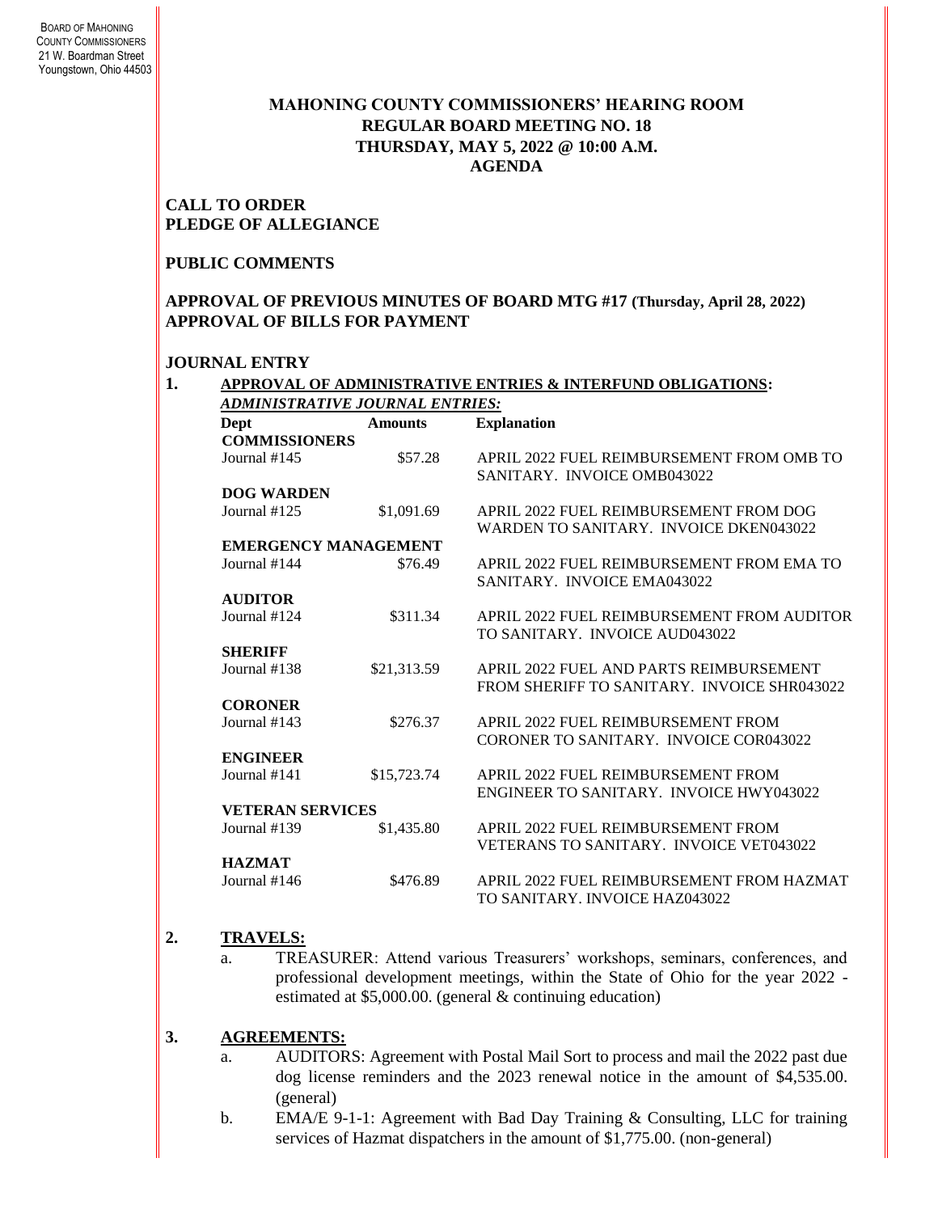BOARD OF MAHONING
COUNTY COMMISSIONERS
21 W. Boardman Street
Youngstown, Ohio 44503

# MAHONING COUNTY COMMISSIONERS' HEARING ROOM
## REGULAR BOARD MEETING NO. 18
## THURSDAY, MAY 5, 2022 @ 10:00 A.M.
## AGENDA

**CALL TO ORDER**
**PLEDGE OF ALLEGIANCE**

**PUBLIC COMMENTS**

**APPROVAL OF PREVIOUS MINUTES OF BOARD MTG #17 (Thursday, April 28, 2022)**
**APPROVAL OF BILLS FOR PAYMENT**

**JOURNAL ENTRY**

**1. APPROVAL OF ADMINISTRATIVE ENTRIES & INTERFUND OBLIGATIONS:**

***ADMINISTRATIVE JOURNAL ENTRIES:***

| Dept | Amounts | Explanation |
|---|---|---|
| **COMMISSIONERS** | | |
| Journal #145 | $57.28 | APRIL 2022 FUEL REIMBURSEMENT FROM OMB TO SANITARY. INVOICE OMB043022 |
| **DOG WARDEN** | | |
| Journal #125 | $1,091.69 | APRIL 2022 FUEL REIMBURSEMENT FROM DOG WARDEN TO SANITARY. INVOICE DKEN043022 |
| **EMERGENCY MANAGEMENT** | | |
| Journal #144 | $76.49 | APRIL 2022 FUEL REIMBURSEMENT FROM EMA TO SANITARY. INVOICE EMA043022 |
| **AUDITOR** | | |
| Journal #124 | $311.34 | APRIL 2022 FUEL REIMBURSEMENT FROM AUDITOR TO SANITARY. INVOICE AUD043022 |
| **SHERIFF** | | |
| Journal #138 | $21,313.59 | APRIL 2022 FUEL AND PARTS REIMBURSEMENT FROM SHERIFF TO SANITARY. INVOICE SHR043022 |
| **CORONER** | | |
| Journal #143 | $276.37 | APRIL 2022 FUEL REIMBURSEMENT FROM CORONER TO SANITARY. INVOICE COR043022 |
| **ENGINEER** | | |
| Journal #141 | $15,723.74 | APRIL 2022 FUEL REIMBURSEMENT FROM ENGINEER TO SANITARY. INVOICE HWY043022 |
| **VETERAN SERVICES** | | |
| Journal #139 | $1,435.80 | APRIL 2022 FUEL REIMBURSEMENT FROM VETERANS TO SANITARY. INVOICE VET043022 |
| **HAZMAT** | | |
| Journal #146 | $476.89 | APRIL 2022 FUEL REIMBURSEMENT FROM HAZMAT TO SANITARY. INVOICE HAZ043022 |

**2. TRAVELS:**

a. TREASURER: Attend various Treasurers' workshops, seminars, conferences, and professional development meetings, within the State of Ohio for the year 2022 - estimated at $5,000.00. (general & continuing education)

**3. AGREEMENTS:**

a. AUDITORS: Agreement with Postal Mail Sort to process and mail the 2022 past due dog license reminders and the 2023 renewal notice in the amount of $4,535.00. (general)

b. EMA/E 9-1-1: Agreement with Bad Day Training & Consulting, LLC for training services of Hazmat dispatchers in the amount of $1,775.00. (non-general)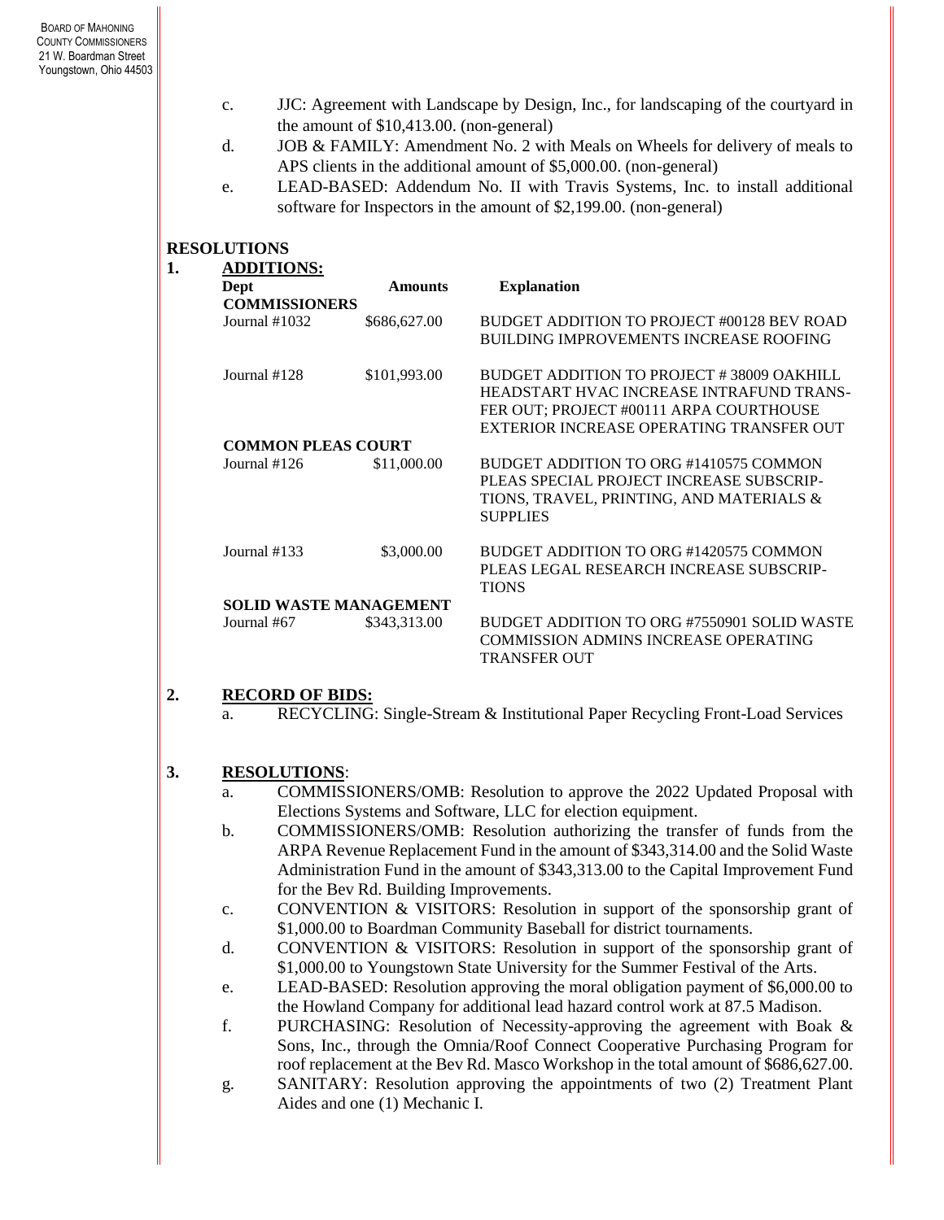c. JJC: Agreement with Landscape by Design, Inc., for landscaping of the courtyard in the amount of $10,413.00. (non-general)

d. JOB & FAMILY: Amendment No. 2 with Meals on Wheels for delivery of meals to APS clients in the additional amount of $5,000.00. (non-general)

e. LEAD-BASED: Addendum No. II with Travis Systems, Inc. to install additional software for Inspectors in the amount of $2,199.00. (non-general)

## RESOLUTIONS

**1. ADDITIONS:**

| Dept | Amounts | Explanation |
|---|---|---|
| **COMMISSIONERS** | | |
| Journal #1032 | $686,627.00 | BUDGET ADDITION TO PROJECT #00128 BEV ROAD BUILDING IMPROVEMENTS INCREASE ROOFING |
| Journal #128 | $101,993.00 | BUDGET ADDITION TO PROJECT # 38009 OAKHILL HEADSTART HVAC INCREASE INTRAFUND TRANSFER OUT; PROJECT #00111 ARPA COURTHOUSE EXTERIOR INCREASE OPERATING TRANSFER OUT |
| **COMMON PLEAS COURT** | | |
| Journal #126 | $11,000.00 | BUDGET ADDITION TO ORG #1410575 COMMON PLEAS SPECIAL PROJECT INCREASE SUBSCRIPTIONS, TRAVEL, PRINTING, AND MATERIALS & SUPPLIES |
| Journal #133 | $3,000.00 | BUDGET ADDITION TO ORG #1420575 COMMON PLEAS LEGAL RESEARCH INCREASE SUBSCRIPTIONS |
| **SOLID WASTE MANAGEMENT** | | |
| Journal #67 | $343,313.00 | BUDGET ADDITION TO ORG #7550901 SOLID WASTE COMMISSION ADMINS INCREASE OPERATING TRANSFER OUT |

**2. RECORD OF BIDS:**

a. RECYCLING: Single-Stream & Institutional Paper Recycling Front-Load Services

**3. RESOLUTIONS:**

a. COMMISSIONERS/OMB: Resolution to approve the 2022 Updated Proposal with Elections Systems and Software, LLC for election equipment.

b. COMMISSIONERS/OMB: Resolution authorizing the transfer of funds from the ARPA Revenue Replacement Fund in the amount of $343,314.00 and the Solid Waste Administration Fund in the amount of $343,313.00 to the Capital Improvement Fund for the Bev Rd. Building Improvements.

c. CONVENTION & VISITORS: Resolution in support of the sponsorship grant of $1,000.00 to Boardman Community Baseball for district tournaments.

d. CONVENTION & VISITORS: Resolution in support of the sponsorship grant of $1,000.00 to Youngstown State University for the Summer Festival of the Arts.

e. LEAD-BASED: Resolution approving the moral obligation payment of $6,000.00 to the Howland Company for additional lead hazard control work at 87.5 Madison.

f. PURCHASING: Resolution of Necessity-approving the agreement with Boak & Sons, Inc., through the Omnia/Roof Connect Cooperative Purchasing Program for roof replacement at the Bev Rd. Masco Workshop in the total amount of $686,627.00.

g. SANITARY: Resolution approving the appointments of two (2) Treatment Plant Aides and one (1) Mechanic I.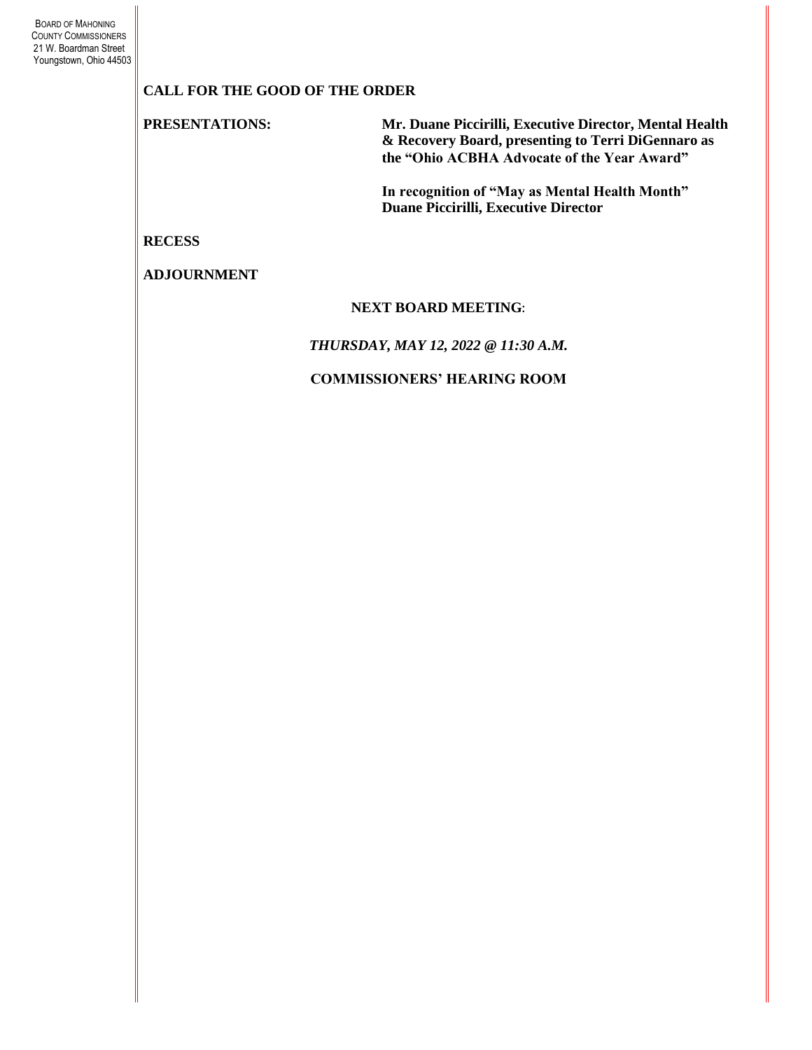BOARD OF MAHONING COUNTY COMMISSIONERS
21 W. Boardman Street
Youngstown, Ohio 44503

**CALL FOR THE GOOD OF THE ORDER**

**PRESENTATIONS:** **Mr. Duane Piccirilli, Executive Director, Mental Health & Recovery Board, presenting to Terri DiGennaro as the "Ohio ACBHA Advocate of the Year Award"**

**In recognition of "May as Mental Health Month"**
**Duane Piccirilli, Executive Director**

**RECESS**

**ADJOURNMENT**

**NEXT BOARD MEETING**:

***THURSDAY, MAY 12, 2022 @ 11:30 A.M.***

**COMMISSIONERS' HEARING ROOM**